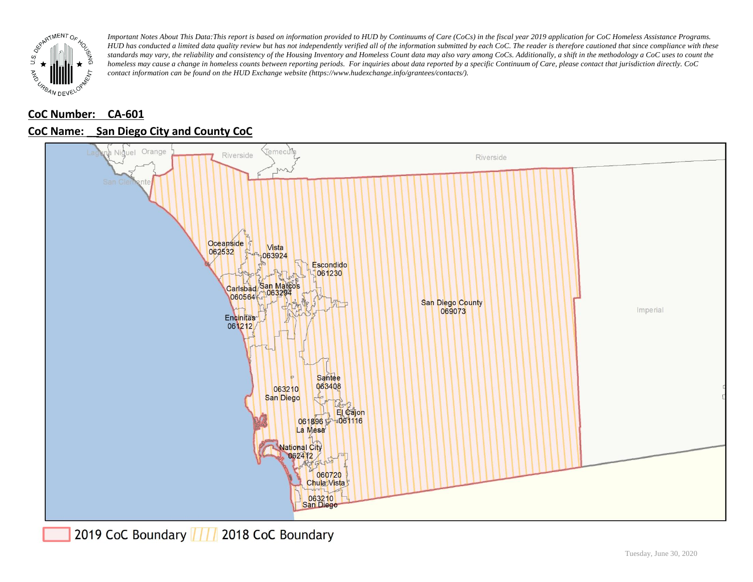*Important Notes About This Data:This report is based on information provided to HUD by Continuums of Care (CoCs) in the fiscal year 2019 application for CoC Homeless Assistance Programs. HUD has conducted a limited data quality review but has not independently verified all of the information submitted by each CoC. The reader is therefore cautioned that since compliance with these standards may vary, the reliability and consistency of the Housing Inventory and Homeless Count data may also vary among CoCs. Additionally, a shift in the methodology a CoC uses to count the homeless may cause a change in homeless counts between reporting periods. For inquiries about data reported by a specific Continuum of Care, please contact that jurisdiction directly. CoC contact information can be found on the HUD Exchange website (https://www.hudexchange.info/grantees/contacts/).*

**CoC Number: CA-601**

**CoC Name: San Diego City and County CoC**

Laguna Niguel, Orange, San Clemente, Riverside, Temecula, Riverside, Imperial

Oceanside 062532, Vista 063924, Escondido 061230, Carlsbad 060564, San Marcos 063294, Encinitas 061212, San Diego County 069073, Santee 063408, 063210 San Diego, El Cajon 061116, 061896 La Mesa, National City 062412, 060720 Chula Vista, 063210 San Diego

2019 CoC Boundary　2018 CoC Boundary

Tuesday, June 30, 2020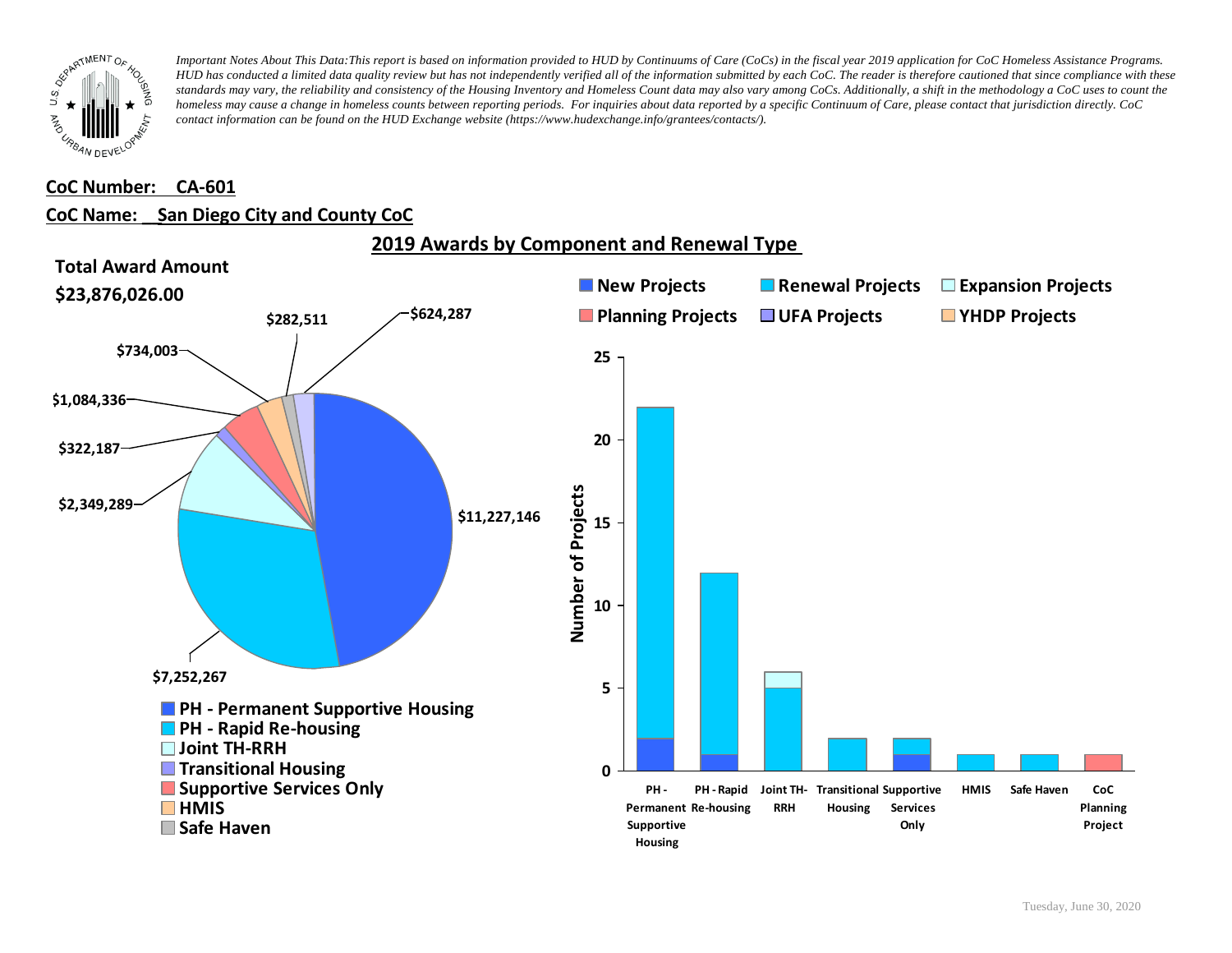*Important Notes About This Data: This report is based on information provided to HUD by Continuums of Care (CoCs) in the fiscal year 2019 application for CoC Homeless Assistance Programs. HUD has conducted a limited data quality review but has not independently verified all of the information submitted by each CoC. The reader is therefore cautioned that since compliance with these standards may vary, the reliability and consistency of the Housing Inventory and Homeless Count data may also vary among CoCs. Additionally, a shift in the methodology a CoC uses to count the homeless may cause a change in homeless counts between reporting periods. For inquiries about data reported by a specific Continuum of Care, please contact that jurisdiction directly. CoC contact information can be found on the HUD Exchange website (https://www.hudexchange.info/grantees/contacts/).*

**CoC Number: CA-601**

**CoC Name: San Diego City and County CoC**

## 2019 Awards by Component and Renewal Type

**Total Award Amount**

**$23,876,026.00**

| Component | Award Amount |
| --- | --- |
| PH - Permanent Supportive Housing | $11,227,146 |
| PH - Rapid Re-housing | $7,252,267 |
| Joint TH-RRH | $2,349,289 |
| Transitional Housing | $322,187 |
| Supportive Services Only | $1,084,336 |
| HMIS | $734,003 |
| Safe Haven | $282,511 |
| (unlabeled) | $624,287 |

Number of Projects (approximate, read from chart):

| Component | New Projects | Renewal Projects | Expansion Projects | Planning Projects |
| --- | --- | --- | --- | --- |
| PH - Permanent Supportive Housing | 2 | 20 | | |
| PH - Rapid Re-housing | 1 | 11 | | |
| Joint TH-RRH | | 5 | 1 | |
| Transitional Housing | | 2 | | |
| Supportive Services Only | 1 | 1 | | |
| HMIS | | 1 | | |
| Safe Haven | | 1 | | |
| CoC Planning Project | | | | 1 |

Legend: New Projects, Renewal Projects, Expansion Projects, Planning Projects, UFA Projects, YHDP Projects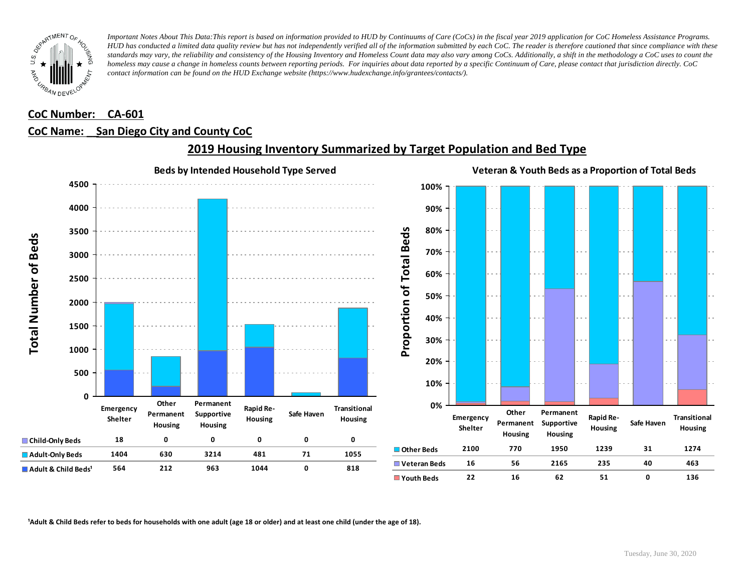*Important Notes About This Data: This report is based on information provided to HUD by Continuums of Care (CoCs) in the fiscal year 2019 application for CoC Homeless Assistance Programs. HUD has conducted a limited data quality review but has not independently verified all of the information submitted by each CoC. The reader is therefore cautioned that since compliance with these standards may vary, the reliability and consistency of the Housing Inventory and Homeless Count data may also vary among CoCs. Additionally, a shift in the methodology a CoC uses to count the homeless may cause a change in homeless counts between reporting periods. For inquiries about data reported by a specific Continuum of Care, please contact that jurisdiction directly. CoC contact information can be found on the HUD Exchange website (https://www.hudexchange.info/grantees/contacts/).*

**CoC Number: CA-601**

**CoC Name: San Diego City and County CoC**

## 2019 Housing Inventory Summarized by Target Population and Bed Type

### Beds by Intended Household Type Served

| | Emergency Shelter | Other Permanent Housing | Permanent Supportive Housing | Rapid Re-Housing | Safe Haven | Transitional Housing |
|---|---|---|---|---|---|---|
| Child-Only Beds | 18 | 0 | 0 | 0 | 0 | 0 |
| Adult-Only Beds | 1404 | 630 | 3214 | 481 | 71 | 1055 |
| Adult & Child Beds[1] | 564 | 212 | 963 | 1044 | 0 | 818 |

### Veteran & Youth Beds as a Proportion of Total Beds

| | Emergency Shelter | Other Permanent Housing | Permanent Supportive Housing | Rapid Re-Housing | Safe Haven | Transitional Housing |
|---|---|---|---|---|---|---|
| Other Beds | 2100 | 770 | 1950 | 1239 | 31 | 1274 |
| Veteran Beds | 16 | 56 | 2165 | 235 | 40 | 463 |
| Youth Beds | 22 | 16 | 62 | 51 | 0 | 136 |

[1]Adult & Child Beds refer to beds for households with one adult (age 18 or older) and at least one child (under the age of 18).

Tuesday, June 30, 2020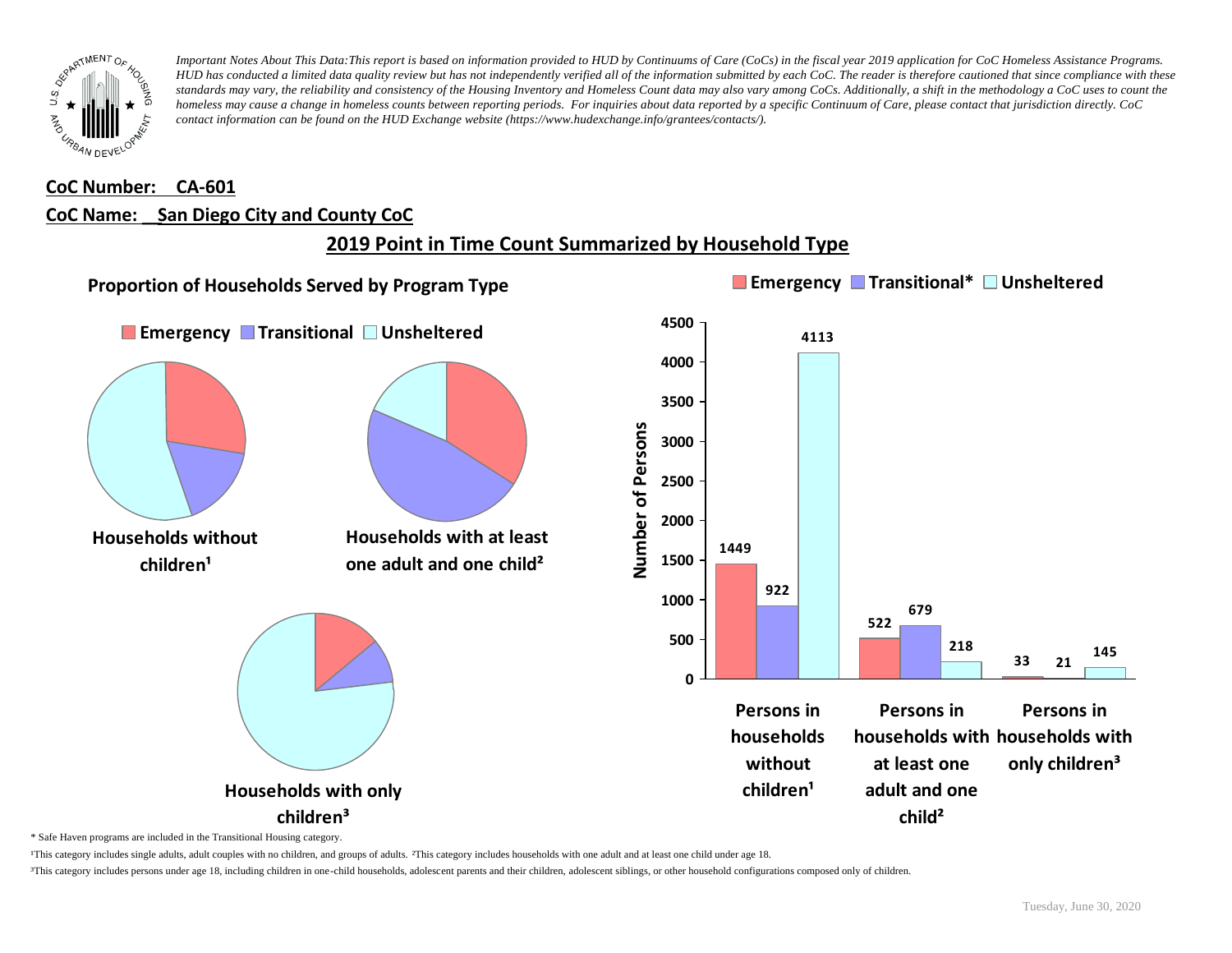*Important Notes About This Data: This report is based on information provided to HUD by Continuums of Care (CoCs) in the fiscal year 2019 application for CoC Homeless Assistance Programs. HUD has conducted a limited data quality review but has not independently verified all of the information submitted by each CoC. The reader is therefore cautioned that since compliance with these standards may vary, the reliability and consistency of the Housing Inventory and Homeless Count data may also vary among CoCs. Additionally, a shift in the methodology a CoC uses to count the homeless may cause a change in homeless counts between reporting periods. For inquiries about data reported by a specific Continuum of Care, please contact that jurisdiction directly. CoC contact information can be found on the HUD Exchange website (https://www.hudexchange.info/grantees/contacts/).*

**CoC Number: CA-601**

**CoC Name: San Diego City and County CoC**

## 2019 Point in Time Count Summarized by Household Type

### Proportion of Households Served by Program Type

Emergency | Transitional | Unsheltered

Households without children[1]

Households with at least one adult and one child[2]

Households with only children[3]

| | Emergency | Transitional* | Unsheltered |
|---|---|---|---|
| Persons in households without children[1] | 1449 | 922 | 4113 |
| Persons in households with at least one adult and one child[2] | 522 | 679 | 218 |
| Persons in households with only children[3] | 33 | 21 | 145 |

\* Safe Haven programs are included in the Transitional Housing category.

[1]This category includes single adults, adult couples with no children, and groups of adults. [2]This category includes households with one adult and at least one child under age 18.

[3]This category includes persons under age 18, including children in one-child households, adolescent parents and their children, adolescent siblings, or other household configurations composed only of children.

Tuesday, June 30, 2020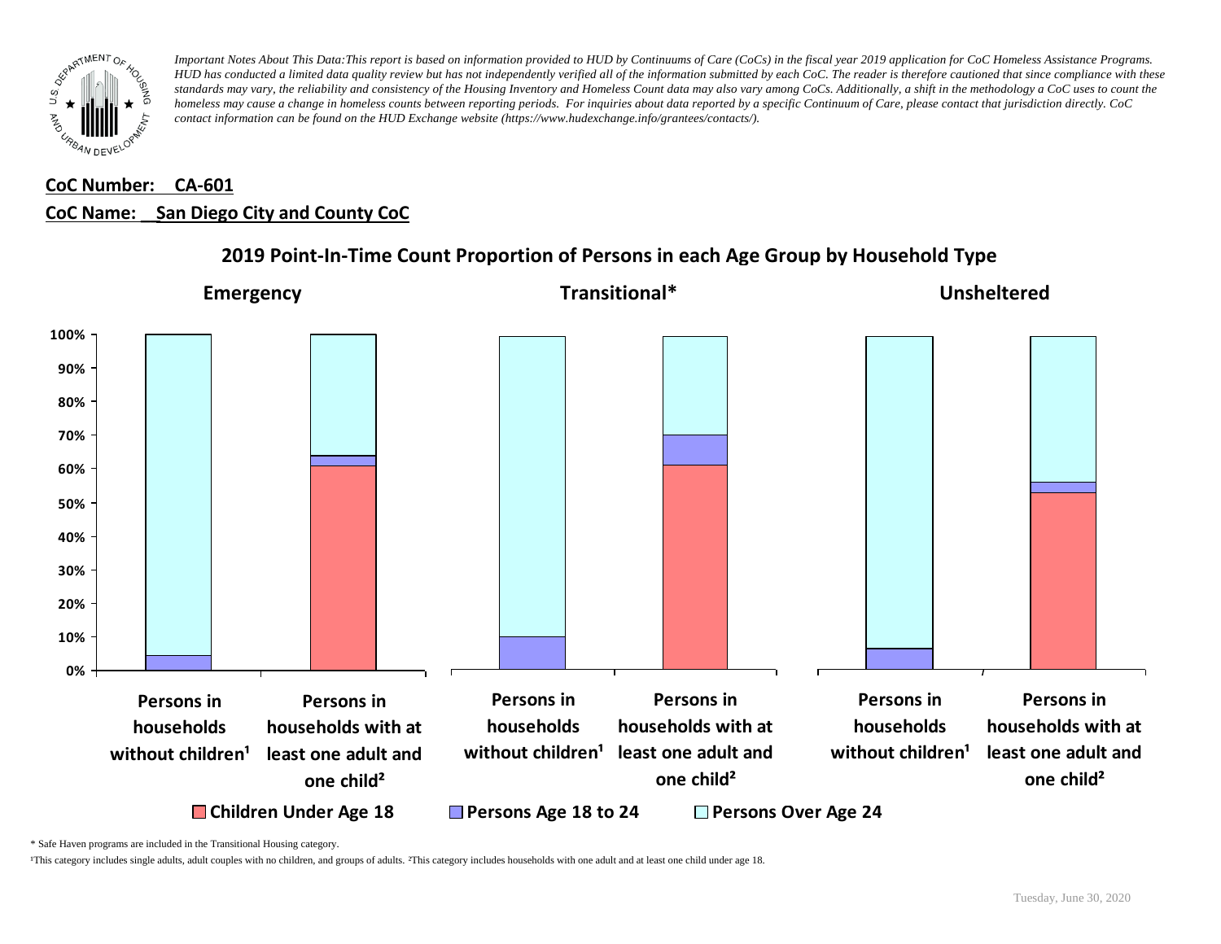*Important Notes About This Data:This report is based on information provided to HUD by Continuums of Care (CoCs) in the fiscal year 2019 application for CoC Homeless Assistance Programs. HUD has conducted a limited data quality review but has not independently verified all of the information submitted by each CoC. The reader is therefore cautioned that since compliance with these standards may vary, the reliability and consistency of the Housing Inventory and Homeless Count data may also vary among CoCs. Additionally, a shift in the methodology a CoC uses to count the homeless may cause a change in homeless counts between reporting periods. For inquiries about data reported by a specific Continuum of Care, please contact that jurisdiction directly. CoC contact information can be found on the HUD Exchange website (https://www.hudexchange.info/grantees/contacts/).*

**CoC Number: CA-601**

**CoC Name: San Diego City and County CoC**

## 2019 Point-In-Time Count Proportion of Persons in each Age Group by Household Type

**Emergency** | **Transitional*** | **Unsheltered**

Categories: Persons in households without children¹; Persons in households with at least one adult and one child²

Legend: Children Under Age 18 | Persons Age 18 to 24 | Persons Over Age 24

\* Safe Haven programs are included in the Transitional Housing category.

¹This category includes single adults, adult couples with no children, and groups of adults. ²This category includes households with one adult and at least one child under age 18.

Tuesday, June 30, 2020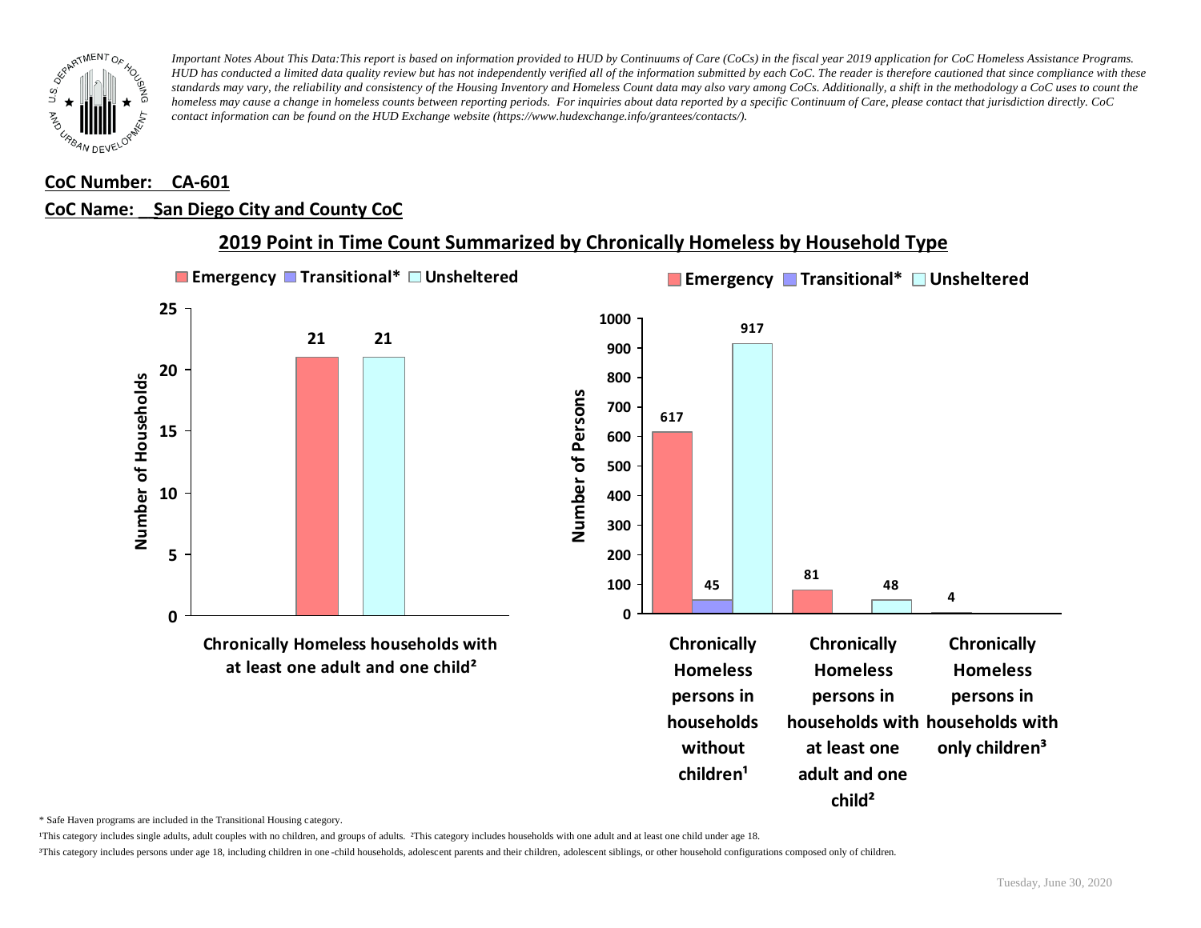*Important Notes About This Data:This report is based on information provided to HUD by Continuums of Care (CoCs) in the fiscal year 2019 application for CoC Homeless Assistance Programs. HUD has conducted a limited data quality review but has not independently verified all of the information submitted by each CoC. The reader is therefore cautioned that since compliance with these standards may vary, the reliability and consistency of the Housing Inventory and Homeless Count data may also vary among CoCs. Additionally, a shift in the methodology a CoC uses to count the homeless may cause a change in homeless counts between reporting periods. For inquiries about data reported by a specific Continuum of Care, please contact that jurisdiction directly. CoC contact information can be found on the HUD Exchange website (https://www.hudexchange.info/grantees/contacts/).*

**CoC Number: CA-601**

**CoC Name: San Diego City and County CoC**

## 2019 Point in Time Count Summarized by Chronically Homeless by Household Type

**Number of Households**

| | Emergency | Transitional* | Unsheltered |
|---|---|---|---|
| Chronically Homeless households with at least one adult and one child² | 21 | | 21 |

**Number of Persons**

| | Emergency | Transitional* | Unsheltered |
|---|---|---|---|
| Chronically Homeless persons in households without children¹ | 617 | 45 | 917 |
| Chronically Homeless persons in households with at least one adult and one child² | 81 | | 48 |
| Chronically Homeless persons in households with only children³ | 4 | | |

\* Safe Haven programs are included in the Transitional Housing category.

¹This category includes single adults, adult couples with no children, and groups of adults. ²This category includes households with one adult and at least one child under age 18.

³This category includes persons under age 18, including children in one-child households, adolescent parents and their children, adolescent siblings, or other household configurations composed only of children.

Tuesday, June 30, 2020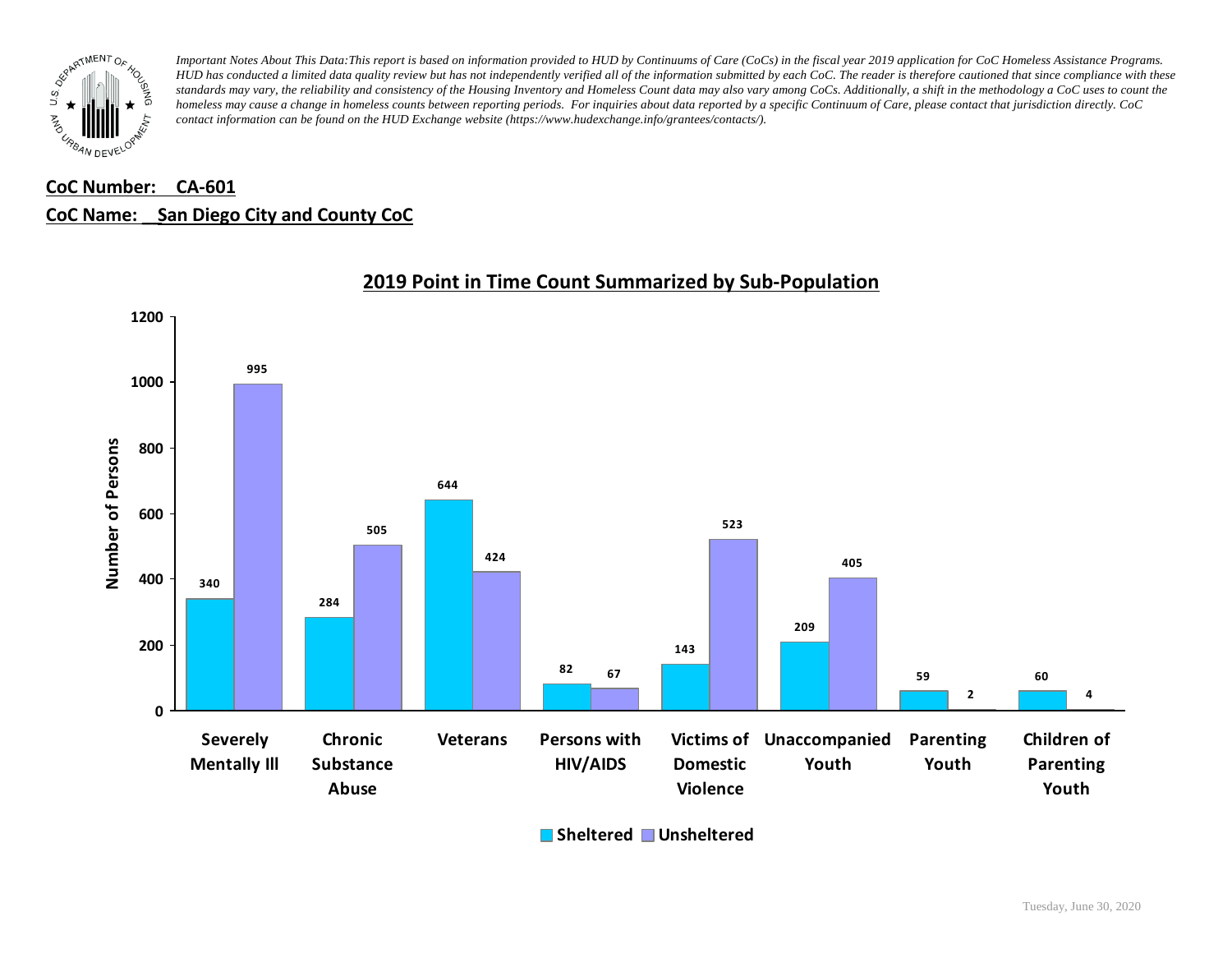*Important Notes About This Data:This report is based on information provided to HUD by Continuums of Care (CoCs) in the fiscal year 2019 application for CoC Homeless Assistance Programs. HUD has conducted a limited data quality review but has not independently verified all of the information submitted by each CoC. The reader is therefore cautioned that since compliance with these standards may vary, the reliability and consistency of the Housing Inventory and Homeless Count data may also vary among CoCs. Additionally, a shift in the methodology a CoC uses to count the homeless may cause a change in homeless counts between reporting periods. For inquiries about data reported by a specific Continuum of Care, please contact that jurisdiction directly. CoC contact information can be found on the HUD Exchange website (https://www.hudexchange.info/grantees/contacts/).*

**CoC Number: CA-601**

**CoC Name: San Diego City and County CoC**

## 2019 Point in Time Count Summarized by Sub-Population

Number of Persons

1200
1000
800
600
400
200
0

Severely Mentally Ill: 340, 995
Chronic Substance Abuse: 284, 505
Veterans: 644, 424
Persons with HIV/AIDS: 82, 67
Victims of Domestic Violence: 143, 523
Unaccompanied Youth: 209, 405
Parenting Youth: 59, 2
Children of Parenting Youth: 60, 4

Sheltered
Unsheltered

Tuesday, June 30, 2020